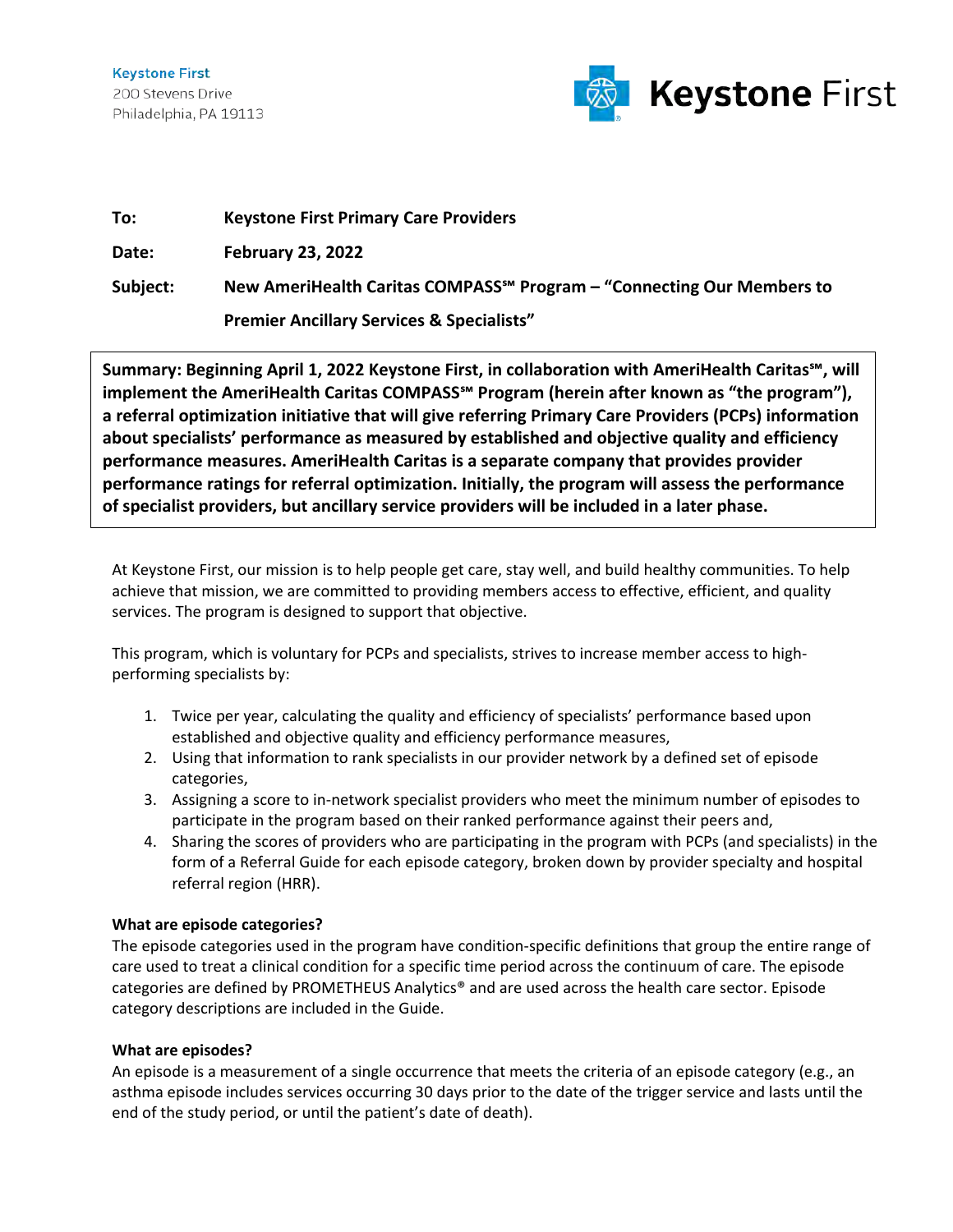Keystone First
200 Stevens Drive
Philadelphia, PA 19113

Keystone First

**To:** **Keystone First Primary Care Providers**

**Date:** **February 23, 2022**

**Subject:** **New AmeriHealth Caritas COMPASS℠ Program – "Connecting Our Members to Premier Ancillary Services & Specialists"**

**Summary: Beginning April 1, 2022 Keystone First, in collaboration with AmeriHealth Caritas℠, will implement the AmeriHealth Caritas COMPASS℠ Program (herein after known as "the program"), a referral optimization initiative that will give referring Primary Care Providers (PCPs) information about specialists' performance as measured by established and objective quality and efficiency performance measures. AmeriHealth Caritas is a separate company that provides provider performance ratings for referral optimization. Initially, the program will assess the performance of specialist providers, but ancillary service providers will be included in a later phase.**

At Keystone First, our mission is to help people get care, stay well, and build healthy communities. To help achieve that mission, we are committed to providing members access to effective, efficient, and quality services. The program is designed to support that objective.

This program, which is voluntary for PCPs and specialists, strives to increase member access to high-performing specialists by:

1. Twice per year, calculating the quality and efficiency of specialists' performance based upon established and objective quality and efficiency performance measures,
2. Using that information to rank specialists in our provider network by a defined set of episode categories,
3. Assigning a score to in-network specialist providers who meet the minimum number of episodes to participate in the program based on their ranked performance against their peers and,
4. Sharing the scores of providers who are participating in the program with PCPs (and specialists) in the form of a Referral Guide for each episode category, broken down by provider specialty and hospital referral region (HRR).

**What are episode categories?**
The episode categories used in the program have condition-specific definitions that group the entire range of care used to treat a clinical condition for a specific time period across the continuum of care. The episode categories are defined by PROMETHEUS Analytics® and are used across the health care sector. Episode category descriptions are included in the Guide.

**What are episodes?**
An episode is a measurement of a single occurrence that meets the criteria of an episode category (e.g., an asthma episode includes services occurring 30 days prior to the date of the trigger service and lasts until the end of the study period, or until the patient's date of death).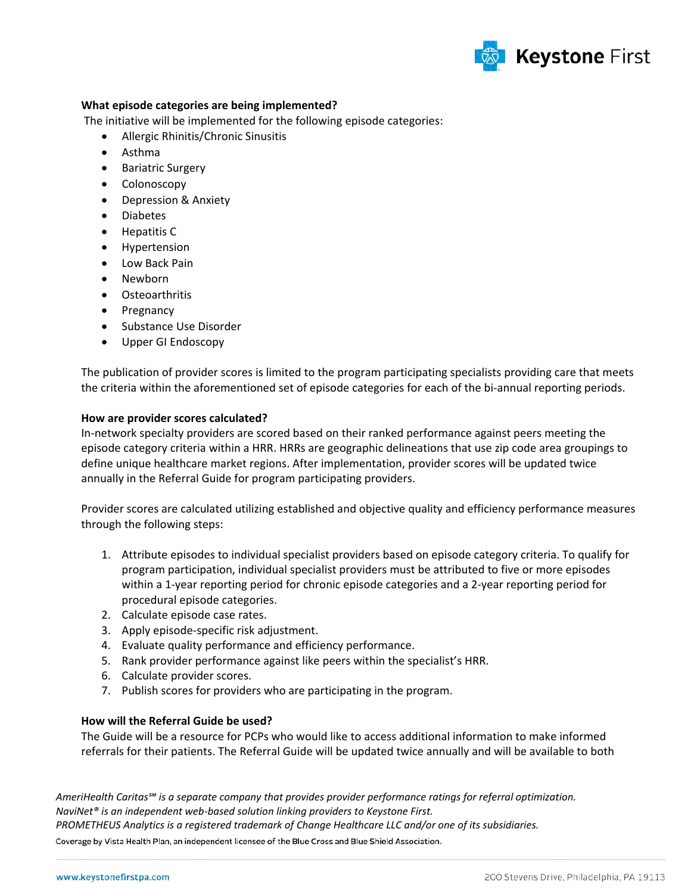**What episode categories are being implemented?**

The initiative will be implemented for the following episode categories:

- Allergic Rhinitis/Chronic Sinusitis
- Asthma
- Bariatric Surgery
- Colonoscopy
- Depression & Anxiety
- Diabetes
- Hepatitis C
- Hypertension
- Low Back Pain
- Newborn
- Osteoarthritis
- Pregnancy
- Substance Use Disorder
- Upper GI Endoscopy

The publication of provider scores is limited to the program participating specialists providing care that meets the criteria within the aforementioned set of episode categories for each of the bi-annual reporting periods.

**How are provider scores calculated?**

In-network specialty providers are scored based on their ranked performance against peers meeting the episode category criteria within a HRR. HRRs are geographic delineations that use zip code area groupings to define unique healthcare market regions. After implementation, provider scores will be updated twice annually in the Referral Guide for program participating providers.

Provider scores are calculated utilizing established and objective quality and efficiency performance measures through the following steps:

1. Attribute episodes to individual specialist providers based on episode category criteria. To qualify for program participation, individual specialist providers must be attributed to five or more episodes within a 1-year reporting period for chronic episode categories and a 2-year reporting period for procedural episode categories.
2. Calculate episode case rates.
3. Apply episode-specific risk adjustment.
4. Evaluate quality performance and efficiency performance.
5. Rank provider performance against like peers within the specialist's HRR.
6. Calculate provider scores.
7. Publish scores for providers who are participating in the program.

**How will the Referral Guide be used?**

The Guide will be a resource for PCPs who would like to access additional information to make informed referrals for their patients. The Referral Guide will be updated twice annually and will be available to both

*AmeriHealth Caritas℠ is a separate company that provides provider performance ratings for referral optimization.*
*NaviNet® is an independent web-based solution linking providers to Keystone First.*
*PROMETHEUS Analytics is a registered trademark of Change Healthcare LLC and/or one of its subsidiaries.*
Coverage by Vista Health Plan, an independent licensee of the Blue Cross and Blue Shield Association.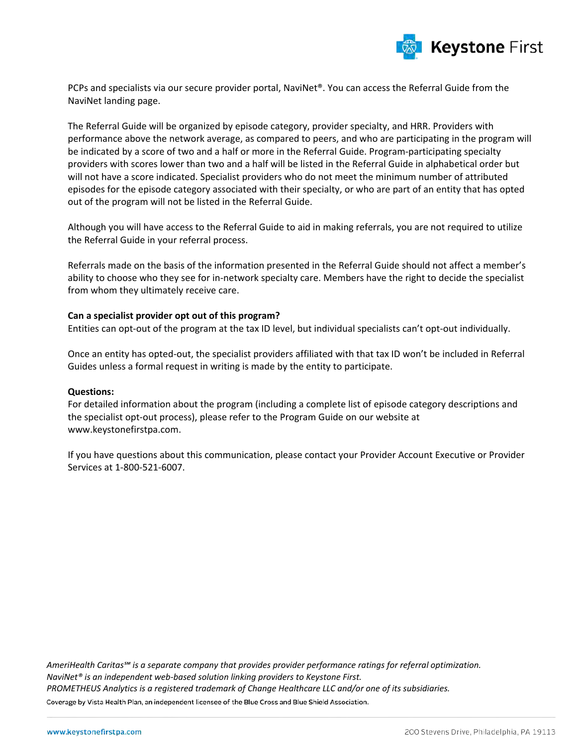PCPs and specialists via our secure provider portal, NaviNet®. You can access the Referral Guide from the NaviNet landing page.

The Referral Guide will be organized by episode category, provider specialty, and HRR. Providers with performance above the network average, as compared to peers, and who are participating in the program will be indicated by a score of two and a half or more in the Referral Guide. Program-participating specialty providers with scores lower than two and a half will be listed in the Referral Guide in alphabetical order but will not have a score indicated. Specialist providers who do not meet the minimum number of attributed episodes for the episode category associated with their specialty, or who are part of an entity that has opted out of the program will not be listed in the Referral Guide.

Although you will have access to the Referral Guide to aid in making referrals, you are not required to utilize the Referral Guide in your referral process.

Referrals made on the basis of the information presented in the Referral Guide should not affect a member's ability to choose who they see for in-network specialty care. Members have the right to decide the specialist from whom they ultimately receive care.

**Can a specialist provider opt out of this program?**
Entities can opt-out of the program at the tax ID level, but individual specialists can't opt-out individually.

Once an entity has opted-out, the specialist providers affiliated with that tax ID won't be included in Referral Guides unless a formal request in writing is made by the entity to participate.

**Questions:**
For detailed information about the program (including a complete list of episode category descriptions and the specialist opt-out process), please refer to the Program Guide on our website at www.keystonefirstpa.com.

If you have questions about this communication, please contact your Provider Account Executive or Provider Services at 1-800-521-6007.

*AmeriHealth Caritas℠ is a separate company that provides provider performance ratings for referral optimization.*
*NaviNet® is an independent web-based solution linking providers to Keystone First.*
*PROMETHEUS Analytics is a registered trademark of Change Healthcare LLC and/or one of its subsidiaries.*

Coverage by Vista Health Plan, an independent licensee of the Blue Cross and Blue Shield Association.